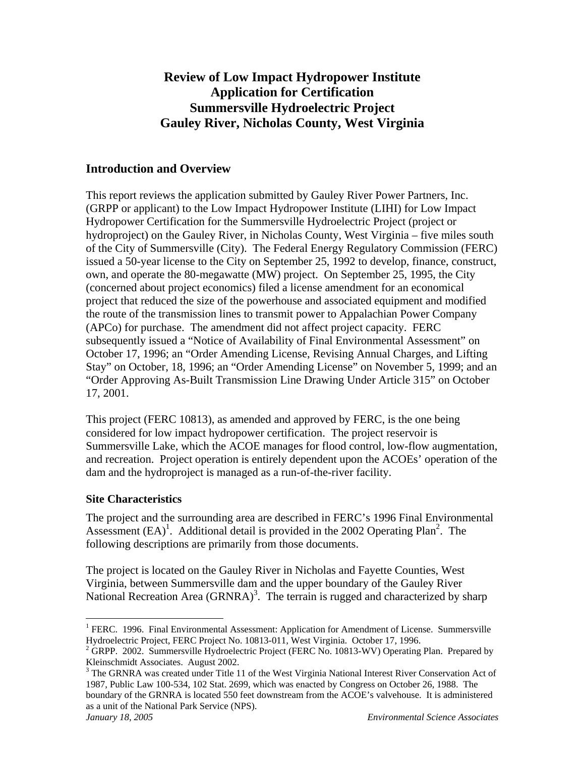# Review of Low Impact Hydropower Institute Application for Certification Summersville Hydroelectric Project Gauley River, Nicholas County, West Virginia

## Introduction and Overview

This report reviews the application submitted by Gauley River Power Partners, Inc. (GRPP or applicant) to the Low Impact Hydropower Institute (LIHI) for Low Impact Hydropower Certification for the Summersville Hydroelectric Project (project or hydroproject) on the Gauley River, in Nicholas County, West Virginia – five miles south of the City of Summersville (City). The Federal Energy Regulatory Commission (FERC) issued a 50-year license to the City on September 25, 1992 to develop, finance, construct, own, and operate the 80-megawatt (MW) project. On September 25, 1995, the City (concerned about project economics) filed a license amendment for an economical project that reduced the size of the powerhouse and associated equipment and modified the route of the transmission lines to transmit power to Appalachian Power Company (APCo) for purchase. The amendment did not affect project capacity. FERC subsequently issued a "Notice of Availability of Final Environmental Assessment" on October 17, 1996; an "Order Amending License, Revising Annual Charges, and Lifting Stay" on October, 18, 1996; an "Order Amending License" on November 5, 1999; and an "Order Approving As-Built Transmission Line Drawing Under Article 315" on October 17, 2001.

This project (FERC 10813), as amended and approved by FERC, is the one being considered for low impact hydropower certification. The project reservoir is Summersville Lake, which the ACOE manages for flood control, low-flow augmentation, and recreation. Project operation is entirely dependent upon the ACOEs' operation of the dam and the hydroproject is managed as a run-of-the-river facility.

### Site Characteristics

The project and the surrounding area are described in FERC's 1996 Final Environmental Assessment (EA)[1]. Additional detail is provided in the 2002 Operating Plan[2]. The following descriptions are primarily from those documents.

The project is located on the Gauley River in Nicholas and Fayette Counties, West Virginia, between Summersville dam and the upper boundary of the Gauley River National Recreation Area (GRNRA)[3]. The terrain is rugged and characterized by sharp

---

[1] FERC. 1996. Final Environmental Assessment: Application for Amendment of License. Summersville Hydroelectric Project, FERC Project No. 10813-011, West Virginia. October 17, 1996.

[2] GRPP. 2002. Summersville Hydroelectric Project (FERC No. 10813-WV) Operating Plan. Prepared by Kleinschmidt Associates. August 2002.

[3] The GRNRA was created under Title 11 of the West Virginia National Interest River Conservation Act of 1987, Public Law 100-534, 102 Stat. 2699, which was enacted by Congress on October 26, 1988. The boundary of the GRNRA is located 550 feet downstream from the ACOE's valvehouse. It is administered as a unit of the National Park Service (NPS).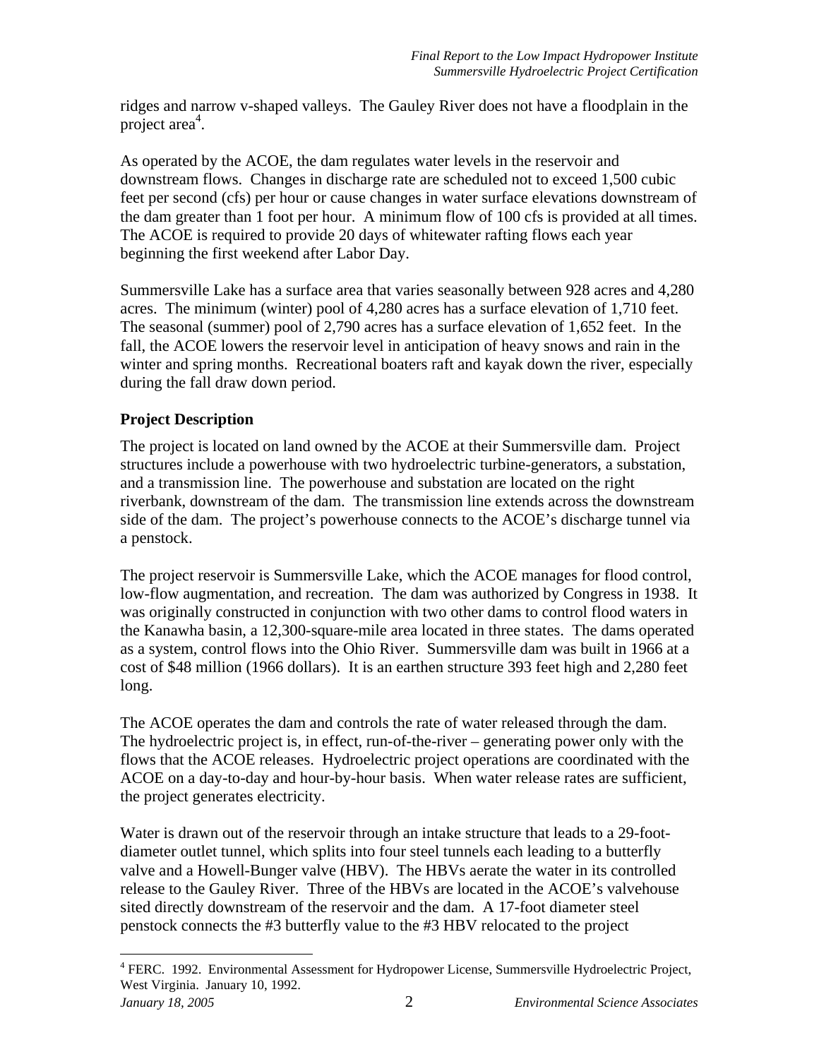ridges and narrow v-shaped valleys. The Gauley River does not have a floodplain in the project area[4].

As operated by the ACOE, the dam regulates water levels in the reservoir and downstream flows. Changes in discharge rate are scheduled not to exceed 1,500 cubic feet per second (cfs) per hour or cause changes in water surface elevations downstream of the dam greater than 1 foot per hour. A minimum flow of 100 cfs is provided at all times. The ACOE is required to provide 20 days of whitewater rafting flows each year beginning the first weekend after Labor Day.

Summersville Lake has a surface area that varies seasonally between 928 acres and 4,280 acres. The minimum (winter) pool of 4,280 acres has a surface elevation of 1,710 feet. The seasonal (summer) pool of 2,790 acres has a surface elevation of 1,652 feet. In the fall, the ACOE lowers the reservoir level in anticipation of heavy snows and rain in the winter and spring months. Recreational boaters raft and kayak down the river, especially during the fall draw down period.

## Project Description

The project is located on land owned by the ACOE at their Summersville dam. Project structures include a powerhouse with two hydroelectric turbine-generators, a substation, and a transmission line. The powerhouse and substation are located on the right riverbank, downstream of the dam. The transmission line extends across the downstream side of the dam. The project's powerhouse connects to the ACOE's discharge tunnel via a penstock.

The project reservoir is Summersville Lake, which the ACOE manages for flood control, low-flow augmentation, and recreation. The dam was authorized by Congress in 1938. It was originally constructed in conjunction with two other dams to control flood waters in the Kanawha basin, a 12,300-square-mile area located in three states. The dams operated as a system, control flows into the Ohio River. Summersville dam was built in 1966 at a cost of $48 million (1966 dollars). It is an earthen structure 393 feet high and 2,280 feet long.

The ACOE operates the dam and controls the rate of water released through the dam. The hydroelectric project is, in effect, run-of-the-river – generating power only with the flows that the ACOE releases. Hydroelectric project operations are coordinated with the ACOE on a day-to-day and hour-by-hour basis. When water release rates are sufficient, the project generates electricity.

Water is drawn out of the reservoir through an intake structure that leads to a 29-foot-diameter outlet tunnel, which splits into four steel tunnels each leading to a butterfly valve and a Howell-Bunger valve (HBV). The HBVs aerate the water in its controlled release to the Gauley River. Three of the HBVs are located in the ACOE's valvehouse sited directly downstream of the reservoir and the dam. A 17-foot diameter steel penstock connects the #3 butterfly value to the #3 HBV relocated to the project

[4] FERC. 1992. Environmental Assessment for Hydropower License, Summersville Hydroelectric Project, West Virginia. January 10, 1992.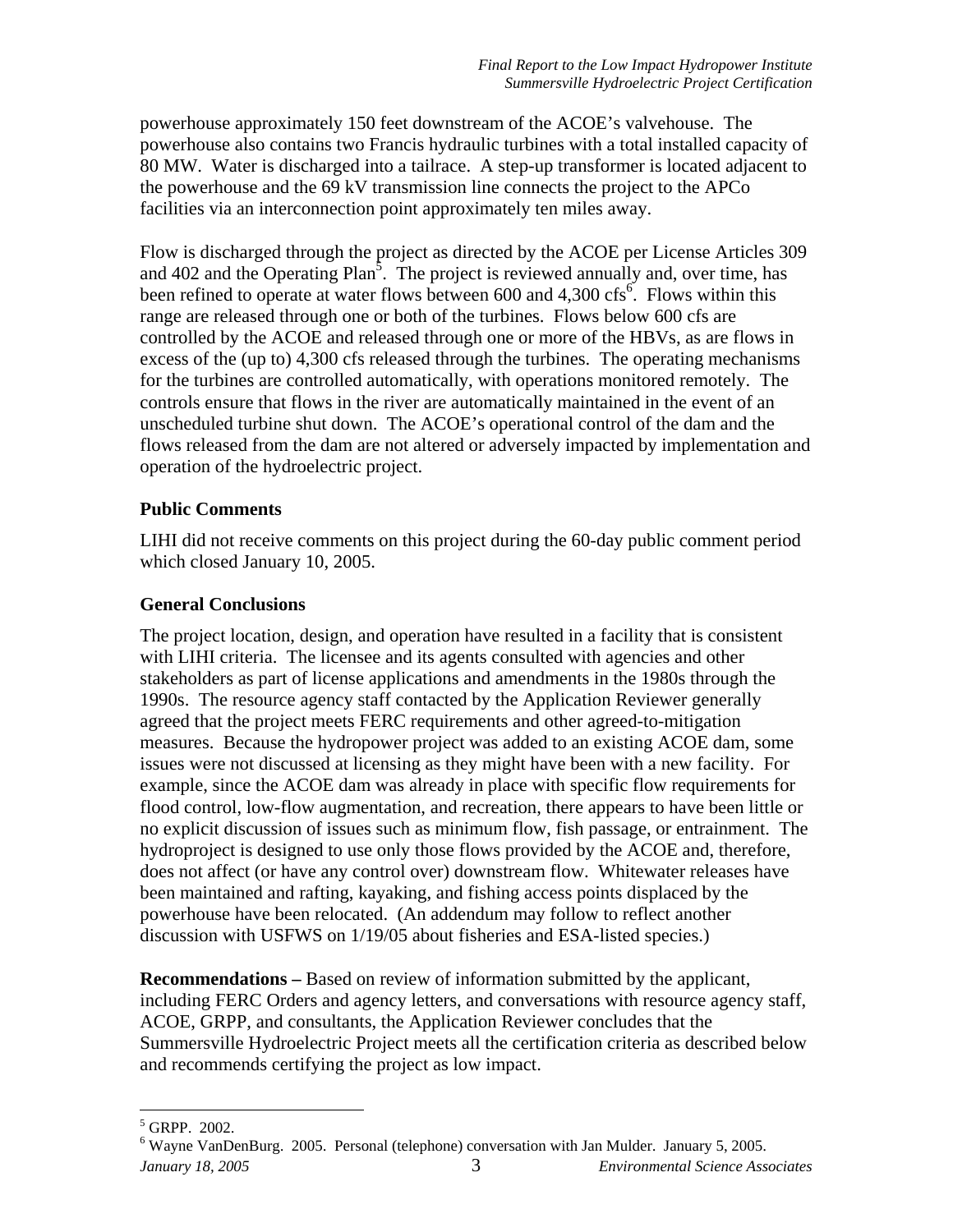powerhouse approximately 150 feet downstream of the ACOE's valvehouse. The powerhouse also contains two Francis hydraulic turbines with a total installed capacity of 80 MW. Water is discharged into a tailrace. A step-up transformer is located adjacent to the powerhouse and the 69 kV transmission line connects the project to the APCo facilities via an interconnection point approximately ten miles away.

Flow is discharged through the project as directed by the ACOE per License Articles 309 and 402 and the Operating Plan[5]. The project is reviewed annually and, over time, has been refined to operate at water flows between 600 and 4,300 cfs[6]. Flows within this range are released through one or both of the turbines. Flows below 600 cfs are controlled by the ACOE and released through one or more of the HBVs, as are flows in excess of the (up to) 4,300 cfs released through the turbines. The operating mechanisms for the turbines are controlled automatically, with operations monitored remotely. The controls ensure that flows in the river are automatically maintained in the event of an unscheduled turbine shut down. The ACOE's operational control of the dam and the flows released from the dam are not altered or adversely impacted by implementation and operation of the hydroelectric project.

### Public Comments

LIHI did not receive comments on this project during the 60-day public comment period which closed January 10, 2005.

### General Conclusions

The project location, design, and operation have resulted in a facility that is consistent with LIHI criteria. The licensee and its agents consulted with agencies and other stakeholders as part of license applications and amendments in the 1980s through the 1990s. The resource agency staff contacted by the Application Reviewer generally agreed that the project meets FERC requirements and other agreed-to-mitigation measures. Because the hydropower project was added to an existing ACOE dam, some issues were not discussed at licensing as they might have been with a new facility. For example, since the ACOE dam was already in place with specific flow requirements for flood control, low-flow augmentation, and recreation, there appears to have been little or no explicit discussion of issues such as minimum flow, fish passage, or entrainment. The hydroproject is designed to use only those flows provided by the ACOE and, therefore, does not affect (or have any control over) downstream flow. Whitewater releases have been maintained and rafting, kayaking, and fishing access points displaced by the powerhouse have been relocated. (An addendum may follow to reflect another discussion with USFWS on 1/19/05 about fisheries and ESA-listed species.)

**Recommendations –** Based on review of information submitted by the applicant, including FERC Orders and agency letters, and conversations with resource agency staff, ACOE, GRPP, and consultants, the Application Reviewer concludes that the Summersville Hydroelectric Project meets all the certification criteria as described below and recommends certifying the project as low impact.

---

[5] GRPP. 2002.

[6] Wayne VanDenBurg. 2005. Personal (telephone) conversation with Jan Mulder. January 5, 2005.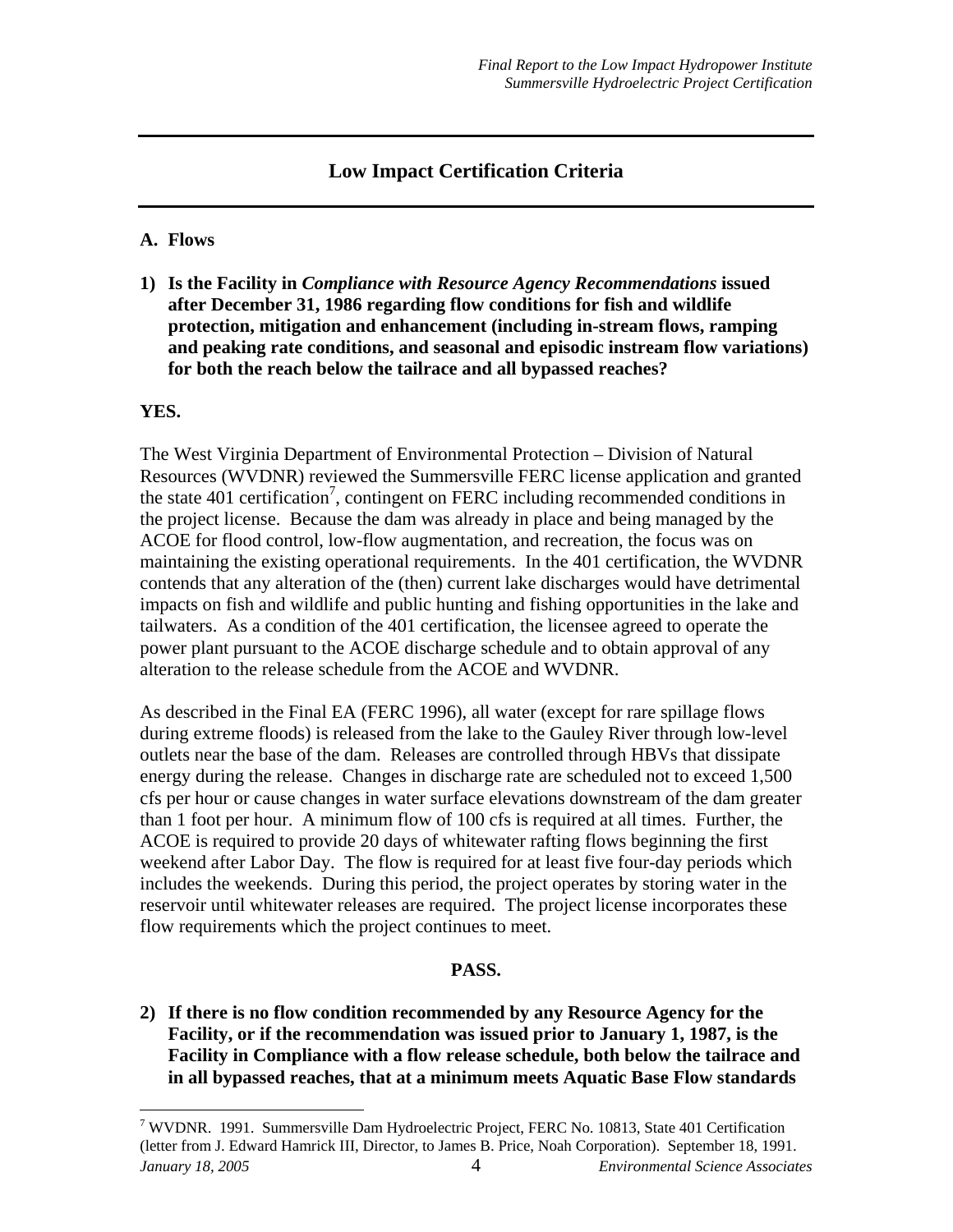## Low Impact Certification Criteria

### A. Flows

**1) Is the Facility in *Compliance with Resource Agency Recommendations* issued after December 31, 1986 regarding flow conditions for fish and wildlife protection, mitigation and enhancement (including in-stream flows, ramping and peaking rate conditions, and seasonal and episodic instream flow variations) for both the reach below the tailrace and all bypassed reaches?**

**YES.**

The West Virginia Department of Environmental Protection – Division of Natural Resources (WVDNR) reviewed the Summersville FERC license application and granted the state 401 certification[7], contingent on FERC including recommended conditions in the project license. Because the dam was already in place and being managed by the ACOE for flood control, low-flow augmentation, and recreation, the focus was on maintaining the existing operational requirements. In the 401 certification, the WVDNR contends that any alteration of the (then) current lake discharges would have detrimental impacts on fish and wildlife and public hunting and fishing opportunities in the lake and tailwaters. As a condition of the 401 certification, the licensee agreed to operate the power plant pursuant to the ACOE discharge schedule and to obtain approval of any alteration to the release schedule from the ACOE and WVDNR.

As described in the Final EA (FERC 1996), all water (except for rare spillage flows during extreme floods) is released from the lake to the Gauley River through low-level outlets near the base of the dam. Releases are controlled through HBVs that dissipate energy during the release. Changes in discharge rate are scheduled not to exceed 1,500 cfs per hour or cause changes in water surface elevations downstream of the dam greater than 1 foot per hour. A minimum flow of 100 cfs is required at all times. Further, the ACOE is required to provide 20 days of whitewater rafting flows beginning the first weekend after Labor Day. The flow is required for at least five four-day periods which includes the weekends. During this period, the project operates by storing water in the reservoir until whitewater releases are required. The project license incorporates these flow requirements which the project continues to meet.

**PASS.**

**2) If there is no flow condition recommended by any Resource Agency for the Facility, or if the recommendation was issued prior to January 1, 1987, is the Facility in Compliance with a flow release schedule, both below the tailrace and in all bypassed reaches, that at a minimum meets Aquatic Base Flow standards**

---

[7] WVDNR. 1991. Summersville Dam Hydroelectric Project, FERC No. 10813, State 401 Certification (letter from J. Edward Hamrick III, Director, to James B. Price, Noah Corporation). September 18, 1991.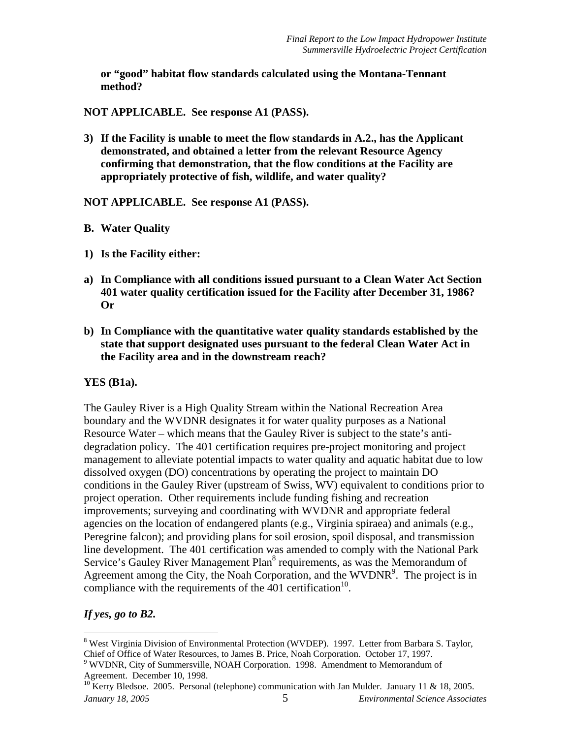**or "good" habitat flow standards calculated using the Montana-Tennant method?**

**NOT APPLICABLE. See response A1 (PASS).**

**3) If the Facility is unable to meet the flow standards in A.2., has the Applicant demonstrated, and obtained a letter from the relevant Resource Agency confirming that demonstration, that the flow conditions at the Facility are appropriately protective of fish, wildlife, and water quality?**

**NOT APPLICABLE. See response A1 (PASS).**

**B. Water Quality**

**1) Is the Facility either:**

**a) In Compliance with all conditions issued pursuant to a Clean Water Act Section 401 water quality certification issued for the Facility after December 31, 1986? Or**

**b) In Compliance with the quantitative water quality standards established by the state that support designated uses pursuant to the federal Clean Water Act in the Facility area and in the downstream reach?**

**YES (B1a).**

The Gauley River is a High Quality Stream within the National Recreation Area boundary and the WVDNR designates it for water quality purposes as a National Resource Water – which means that the Gauley River is subject to the state's anti-degradation policy. The 401 certification requires pre-project monitoring and project management to alleviate potential impacts to water quality and aquatic habitat due to low dissolved oxygen (DO) concentrations by operating the project to maintain DO conditions in the Gauley River (upstream of Swiss, WV) equivalent to conditions prior to project operation. Other requirements include funding fishing and recreation improvements; surveying and coordinating with WVDNR and appropriate federal agencies on the location of endangered plants (e.g., Virginia spiraea) and animals (e.g., Peregrine falcon); and providing plans for soil erosion, spoil disposal, and transmission line development. The 401 certification was amended to comply with the National Park Service's Gauley River Management Plan[8] requirements, as was the Memorandum of Agreement among the City, the Noah Corporation, and the WVDNR[9]. The project is in compliance with the requirements of the 401 certification[10].

***If yes, go to B2.***

---

[8] West Virginia Division of Environmental Protection (WVDEP). 1997. Letter from Barbara S. Taylor, Chief of Office of Water Resources, to James B. Price, Noah Corporation. October 17, 1997.

[9] WVDNR, City of Summersville, NOAH Corporation. 1998. Amendment to Memorandum of Agreement. December 10, 1998.

[10] Kerry Bledsoe. 2005. Personal (telephone) communication with Jan Mulder. January 11 & 18, 2005.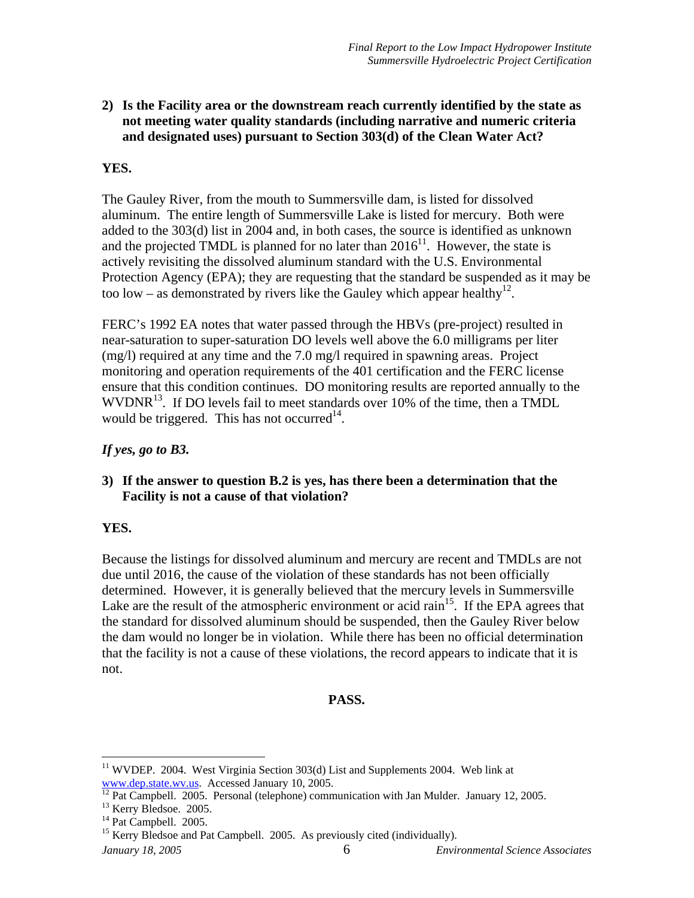**2) Is the Facility area or the downstream reach currently identified by the state as not meeting water quality standards (including narrative and numeric criteria and designated uses) pursuant to Section 303(d) of the Clean Water Act?**

**YES.**

The Gauley River, from the mouth to Summersville dam, is listed for dissolved aluminum. The entire length of Summersville Lake is listed for mercury. Both were added to the 303(d) list in 2004 and, in both cases, the source is identified as unknown and the projected TMDL is planned for no later than 2016[11]. However, the state is actively revisiting the dissolved aluminum standard with the U.S. Environmental Protection Agency (EPA); they are requesting that the standard be suspended as it may be too low – as demonstrated by rivers like the Gauley which appear healthy[12].

FERC's 1992 EA notes that water passed through the HBVs (pre-project) resulted in near-saturation to super-saturation DO levels well above the 6.0 milligrams per liter (mg/l) required at any time and the 7.0 mg/l required in spawning areas. Project monitoring and operation requirements of the 401 certification and the FERC license ensure that this condition continues. DO monitoring results are reported annually to the WVDNR[13]. If DO levels fail to meet standards over 10% of the time, then a TMDL would be triggered. This has not occurred[14].

***If yes, go to B3.***

**3) If the answer to question B.2 is yes, has there been a determination that the Facility is not a cause of that violation?**

**YES.**

Because the listings for dissolved aluminum and mercury are recent and TMDLs are not due until 2016, the cause of the violation of these standards has not been officially determined. However, it is generally believed that the mercury levels in Summersville Lake are the result of the atmospheric environment or acid rain[15]. If the EPA agrees that the standard for dissolved aluminum should be suspended, then the Gauley River below the dam would no longer be in violation. While there has been no official determination that the facility is not a cause of these violations, the record appears to indicate that it is not.

**PASS.**

---

[11] WVDEP. 2004. West Virginia Section 303(d) List and Supplements 2004. Web link at www.dep.state.wv.us. Accessed January 10, 2005.

[12] Pat Campbell. 2005. Personal (telephone) communication with Jan Mulder. January 12, 2005.

[13] Kerry Bledsoe. 2005.

[14] Pat Campbell. 2005.

[15] Kerry Bledsoe and Pat Campbell. 2005. As previously cited (individually).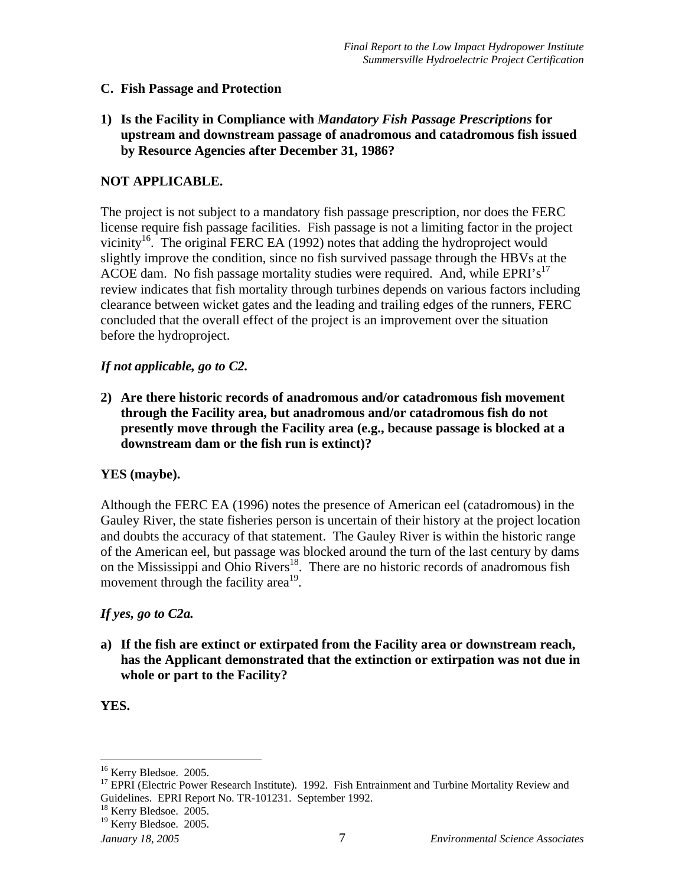## C. Fish Passage and Protection

**1) Is the Facility in Compliance with *Mandatory Fish Passage Prescriptions* for upstream and downstream passage of anadromous and catadromous fish issued by Resource Agencies after December 31, 1986?**

**NOT APPLICABLE.**

The project is not subject to a mandatory fish passage prescription, nor does the FERC license require fish passage facilities. Fish passage is not a limiting factor in the project vicinity[16]. The original FERC EA (1992) notes that adding the hydroproject would slightly improve the condition, since no fish survived passage through the HBVs at the ACOE dam. No fish passage mortality studies were required. And, while EPRI's[17] review indicates that fish mortality through turbines depends on various factors including clearance between wicket gates and the leading and trailing edges of the runners, FERC concluded that the overall effect of the project is an improvement over the situation before the hydroproject.

***If not applicable, go to C2.***

**2) Are there historic records of anadromous and/or catadromous fish movement through the Facility area, but anadromous and/or catadromous fish do not presently move through the Facility area (e.g., because passage is blocked at a downstream dam or the fish run is extinct)?**

**YES (maybe).**

Although the FERC EA (1996) notes the presence of American eel (catadromous) in the Gauley River, the state fisheries person is uncertain of their history at the project location and doubts the accuracy of that statement. The Gauley River is within the historic range of the American eel, but passage was blocked around the turn of the last century by dams on the Mississippi and Ohio Rivers[18]. There are no historic records of anadromous fish movement through the facility area[19].

***If yes, go to C2a.***

**a) If the fish are extinct or extirpated from the Facility area or downstream reach, has the Applicant demonstrated that the extinction or extirpation was not due in whole or part to the Facility?**

**YES.**

---

[16] Kerry Bledsoe. 2005.

[17] EPRI (Electric Power Research Institute). 1992. Fish Entrainment and Turbine Mortality Review and Guidelines. EPRI Report No. TR-101231. September 1992.

[18] Kerry Bledsoe. 2005.

[19] Kerry Bledsoe. 2005.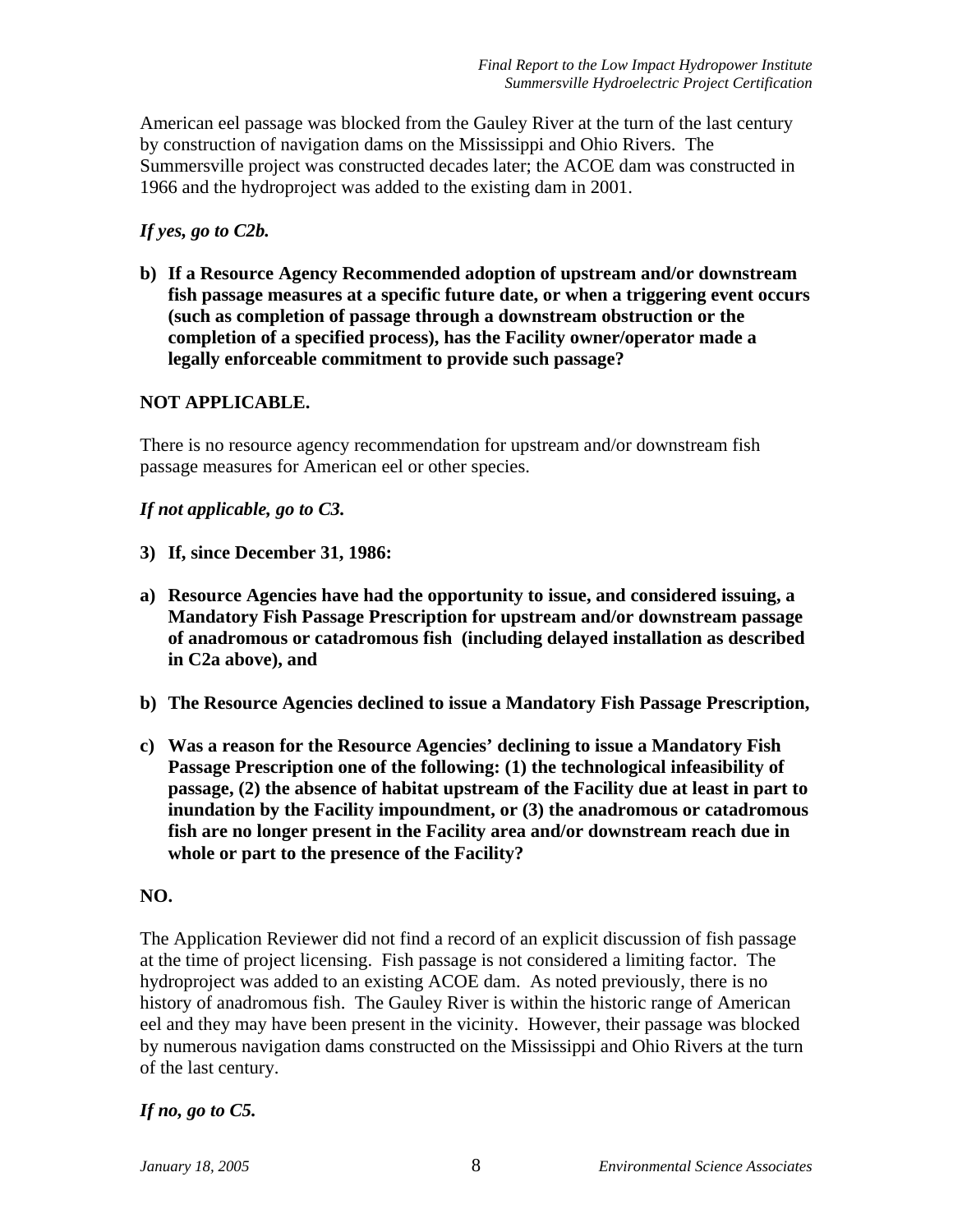American eel passage was blocked from the Gauley River at the turn of the last century by construction of navigation dams on the Mississippi and Ohio Rivers. The Summersville project was constructed decades later; the ACOE dam was constructed in 1966 and the hydroproject was added to the existing dam in 2001.

***If yes, go to C2b.***

**b) If a Resource Agency Recommended adoption of upstream and/or downstream fish passage measures at a specific future date, or when a triggering event occurs (such as completion of passage through a downstream obstruction or the completion of a specified process), has the Facility owner/operator made a legally enforceable commitment to provide such passage?**

**NOT APPLICABLE.**

There is no resource agency recommendation for upstream and/or downstream fish passage measures for American eel or other species.

***If not applicable, go to C3.***

**3) If, since December 31, 1986:**

**a) Resource Agencies have had the opportunity to issue, and considered issuing, a Mandatory Fish Passage Prescription for upstream and/or downstream passage of anadromous or catadromous fish (including delayed installation as described in C2a above), and**

**b) The Resource Agencies declined to issue a Mandatory Fish Passage Prescription,**

**c) Was a reason for the Resource Agencies' declining to issue a Mandatory Fish Passage Prescription one of the following: (1) the technological infeasibility of passage, (2) the absence of habitat upstream of the Facility due at least in part to inundation by the Facility impoundment, or (3) the anadromous or catadromous fish are no longer present in the Facility area and/or downstream reach due in whole or part to the presence of the Facility?**

**NO.**

The Application Reviewer did not find a record of an explicit discussion of fish passage at the time of project licensing. Fish passage is not considered a limiting factor. The hydroproject was added to an existing ACOE dam. As noted previously, there is no history of anadromous fish. The Gauley River is within the historic range of American eel and they may have been present in the vicinity. However, their passage was blocked by numerous navigation dams constructed on the Mississippi and Ohio Rivers at the turn of the last century.

***If no, go to C5.***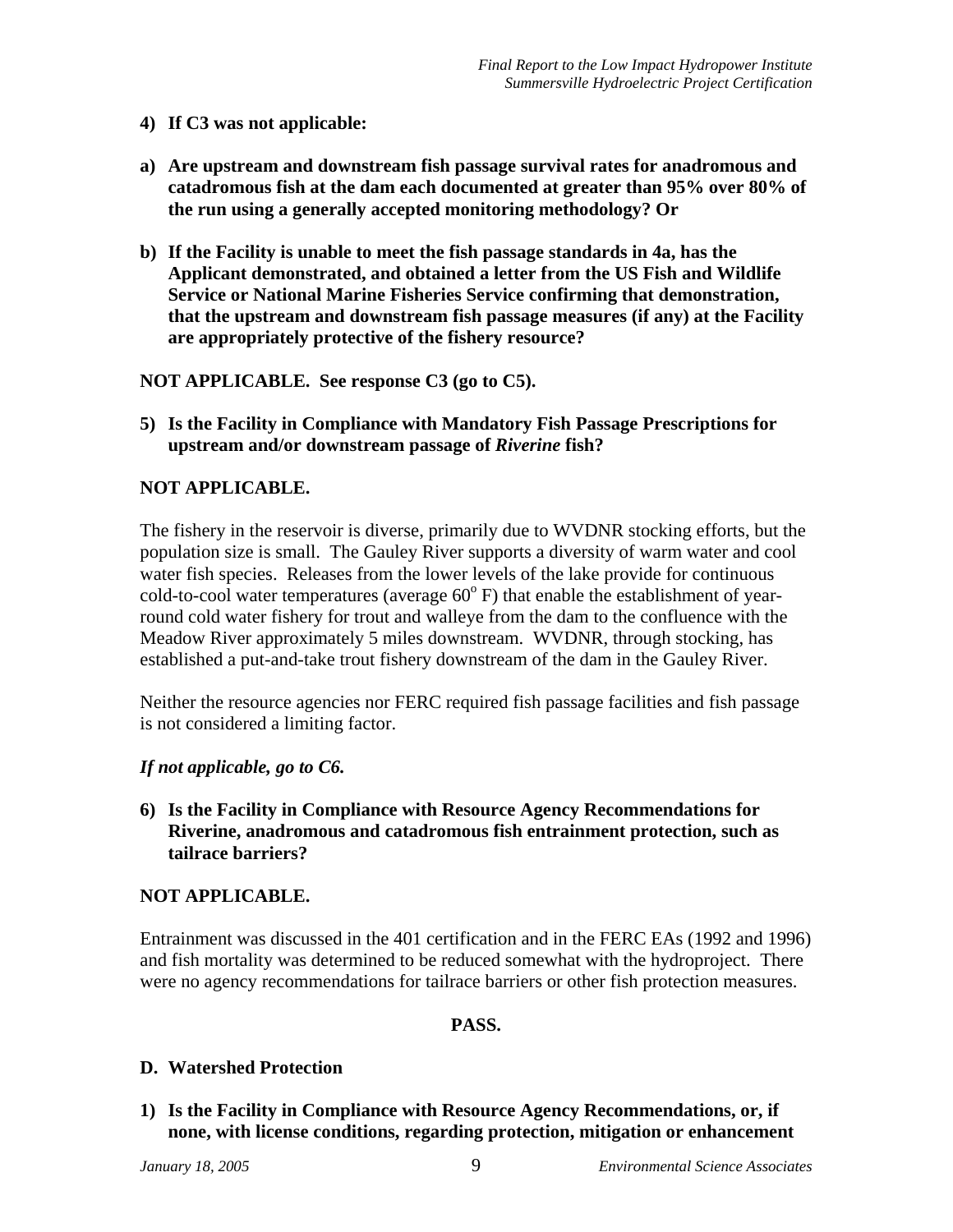**4) If C3 was not applicable:**

**a) Are upstream and downstream fish passage survival rates for anadromous and catadromous fish at the dam each documented at greater than 95% over 80% of the run using a generally accepted monitoring methodology? Or**

**b) If the Facility is unable to meet the fish passage standards in 4a, has the Applicant demonstrated, and obtained a letter from the US Fish and Wildlife Service or National Marine Fisheries Service confirming that demonstration, that the upstream and downstream fish passage measures (if any) at the Facility are appropriately protective of the fishery resource?**

**NOT APPLICABLE. See response C3 (go to C5).**

**5) Is the Facility in Compliance with Mandatory Fish Passage Prescriptions for upstream and/or downstream passage of *Riverine* fish?**

**NOT APPLICABLE.**

The fishery in the reservoir is diverse, primarily due to WVDNR stocking efforts, but the population size is small. The Gauley River supports a diversity of warm water and cool water fish species. Releases from the lower levels of the lake provide for continuous cold-to-cool water temperatures (average $60^{o}$ F) that enable the establishment of year-round cold water fishery for trout and walleye from the dam to the confluence with the Meadow River approximately 5 miles downstream. WVDNR, through stocking, has established a put-and-take trout fishery downstream of the dam in the Gauley River.

Neither the resource agencies nor FERC required fish passage facilities and fish passage is not considered a limiting factor.

***If not applicable, go to C6.***

**6) Is the Facility in Compliance with Resource Agency Recommendations for Riverine, anadromous and catadromous fish entrainment protection, such as tailrace barriers?**

**NOT APPLICABLE.**

Entrainment was discussed in the 401 certification and in the FERC EAs (1992 and 1996) and fish mortality was determined to be reduced somewhat with the hydroproject. There were no agency recommendations for tailrace barriers or other fish protection measures.

**PASS.**

**D. Watershed Protection**

**1) Is the Facility in Compliance with Resource Agency Recommendations, or, if none, with license conditions, regarding protection, mitigation or enhancement**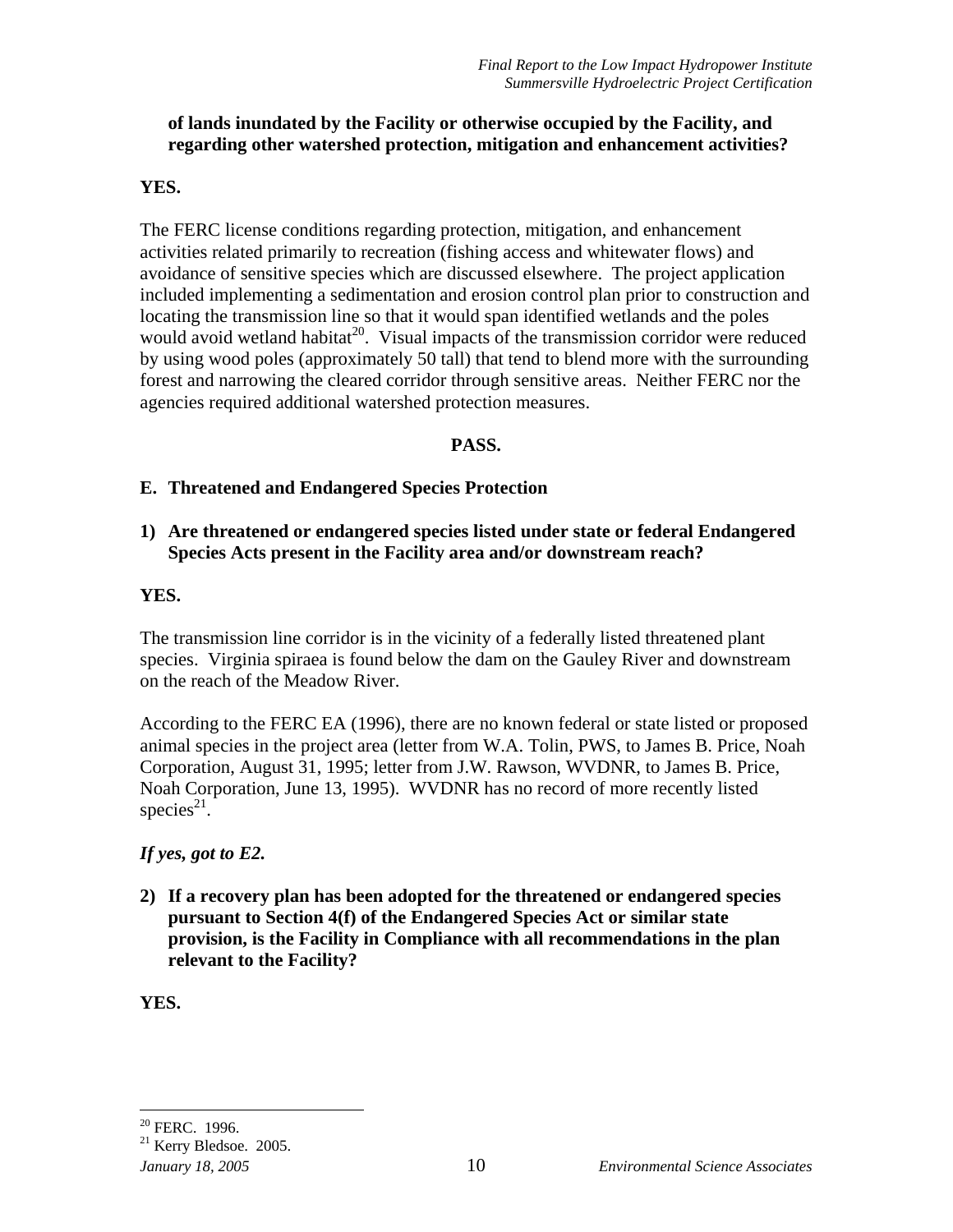**of lands inundated by the Facility or otherwise occupied by the Facility, and regarding other watershed protection, mitigation and enhancement activities?**

**YES.**

The FERC license conditions regarding protection, mitigation, and enhancement activities related primarily to recreation (fishing access and whitewater flows) and avoidance of sensitive species which are discussed elsewhere. The project application included implementing a sedimentation and erosion control plan prior to construction and locating the transmission line so that it would span identified wetlands and the poles would avoid wetland habitat[20]. Visual impacts of the transmission corridor were reduced by using wood poles (approximately 50 tall) that tend to blend more with the surrounding forest and narrowing the cleared corridor through sensitive areas. Neither FERC nor the agencies required additional watershed protection measures.

**PASS.**

## E. Threatened and Endangered Species Protection

**1) Are threatened or endangered species listed under state or federal Endangered Species Acts present in the Facility area and/or downstream reach?**

**YES.**

The transmission line corridor is in the vicinity of a federally listed threatened plant species. Virginia spiraea is found below the dam on the Gauley River and downstream on the reach of the Meadow River.

According to the FERC EA (1996), there are no known federal or state listed or proposed animal species in the project area (letter from W.A. Tolin, PWS, to James B. Price, Noah Corporation, August 31, 1995; letter from J.W. Rawson, WVDNR, to James B. Price, Noah Corporation, June 13, 1995). WVDNR has no record of more recently listed species[21].

***If yes, got to E2.***

**2) If a recovery plan has been adopted for the threatened or endangered species pursuant to Section 4(f) of the Endangered Species Act or similar state provision, is the Facility in Compliance with all recommendations in the plan relevant to the Facility?**

**YES.**

---

[20] FERC. 1996.

[21] Kerry Bledsoe. 2005.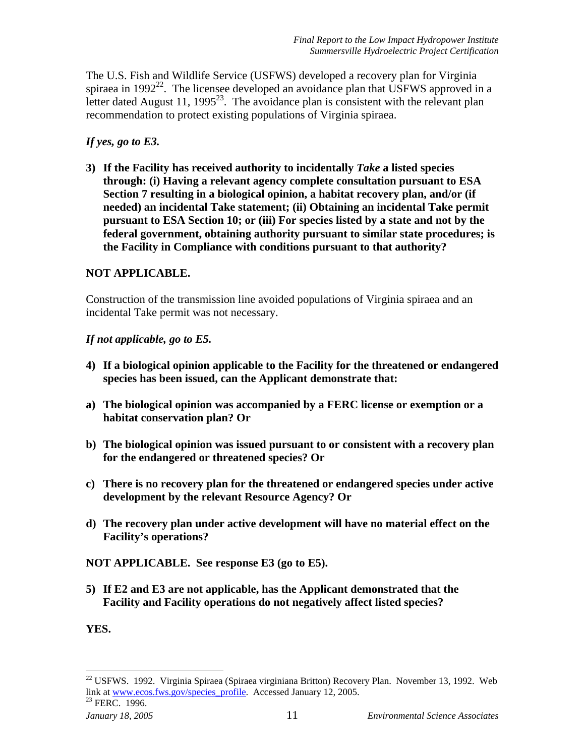The U.S. Fish and Wildlife Service (USFWS) developed a recovery plan for Virginia spiraea in 1992[22]. The licensee developed an avoidance plan that USFWS approved in a letter dated August 11, 1995[23]. The avoidance plan is consistent with the relevant plan recommendation to protect existing populations of Virginia spiraea.

***If yes, go to E3.***

**3) If the Facility has received authority to incidentally *Take* a listed species through: (i) Having a relevant agency complete consultation pursuant to ESA Section 7 resulting in a biological opinion, a habitat recovery plan, and/or (if needed) an incidental Take statement; (ii) Obtaining an incidental Take permit pursuant to ESA Section 10; or (iii) For species listed by a state and not by the federal government, obtaining authority pursuant to similar state procedures; is the Facility in Compliance with conditions pursuant to that authority?**

**NOT APPLICABLE.**

Construction of the transmission line avoided populations of Virginia spiraea and an incidental Take permit was not necessary.

***If not applicable, go to E5.***

**4) If a biological opinion applicable to the Facility for the threatened or endangered species has been issued, can the Applicant demonstrate that:**

**a) The biological opinion was accompanied by a FERC license or exemption or a habitat conservation plan? Or**

**b) The biological opinion was issued pursuant to or consistent with a recovery plan for the endangered or threatened species? Or**

**c) There is no recovery plan for the threatened or endangered species under active development by the relevant Resource Agency? Or**

**d) The recovery plan under active development will have no material effect on the Facility's operations?**

**NOT APPLICABLE. See response E3 (go to E5).**

**5) If E2 and E3 are not applicable, has the Applicant demonstrated that the Facility and Facility operations do not negatively affect listed species?**

**YES.**

---

[22] USFWS. 1992. Virginia Spiraea (Spiraea virginiana Britton) Recovery Plan. November 13, 1992. Web link at [www.ecos.fws.gov/species_profile](www.ecos.fws.gov/species_profile). Accessed January 12, 2005.

[23] FERC. 1996.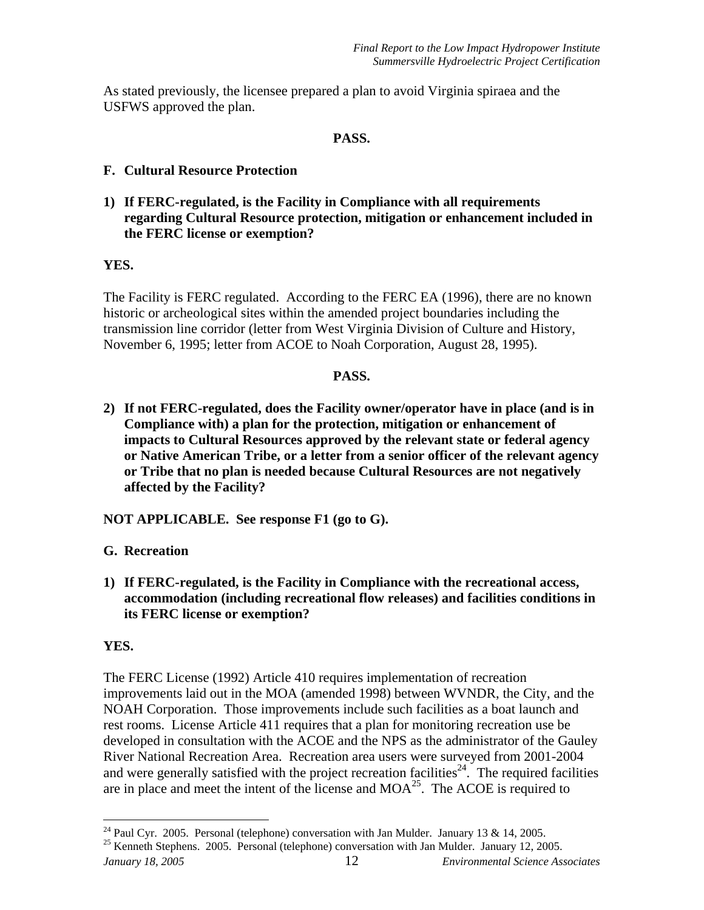As stated previously, the licensee prepared a plan to avoid Virginia spiraea and the USFWS approved the plan.

**PASS.**

**F. Cultural Resource Protection**

**1) If FERC-regulated, is the Facility in Compliance with all requirements regarding Cultural Resource protection, mitigation or enhancement included in the FERC license or exemption?**

**YES.**

The Facility is FERC regulated. According to the FERC EA (1996), there are no known historic or archeological sites within the amended project boundaries including the transmission line corridor (letter from West Virginia Division of Culture and History, November 6, 1995; letter from ACOE to Noah Corporation, August 28, 1995).

**PASS.**

**2) If not FERC-regulated, does the Facility owner/operator have in place (and is in Compliance with) a plan for the protection, mitigation or enhancement of impacts to Cultural Resources approved by the relevant state or federal agency or Native American Tribe, or a letter from a senior officer of the relevant agency or Tribe that no plan is needed because Cultural Resources are not negatively affected by the Facility?**

**NOT APPLICABLE. See response F1 (go to G).**

**G. Recreation**

**1) If FERC-regulated, is the Facility in Compliance with the recreational access, accommodation (including recreational flow releases) and facilities conditions in its FERC license or exemption?**

**YES.**

The FERC License (1992) Article 410 requires implementation of recreation improvements laid out in the MOA (amended 1998) between WVNDR, the City, and the NOAH Corporation. Those improvements include such facilities as a boat launch and rest rooms. License Article 411 requires that a plan for monitoring recreation use be developed in consultation with the ACOE and the NPS as the administrator of the Gauley River National Recreation Area. Recreation area users were surveyed from 2001-2004 and were generally satisfied with the project recreation facilities[24]. The required facilities are in place and meet the intent of the license and MOA[25]. The ACOE is required to

[24] Paul Cyr. 2005. Personal (telephone) conversation with Jan Mulder. January 13 & 14, 2005.

[25] Kenneth Stephens. 2005. Personal (telephone) conversation with Jan Mulder. January 12, 2005.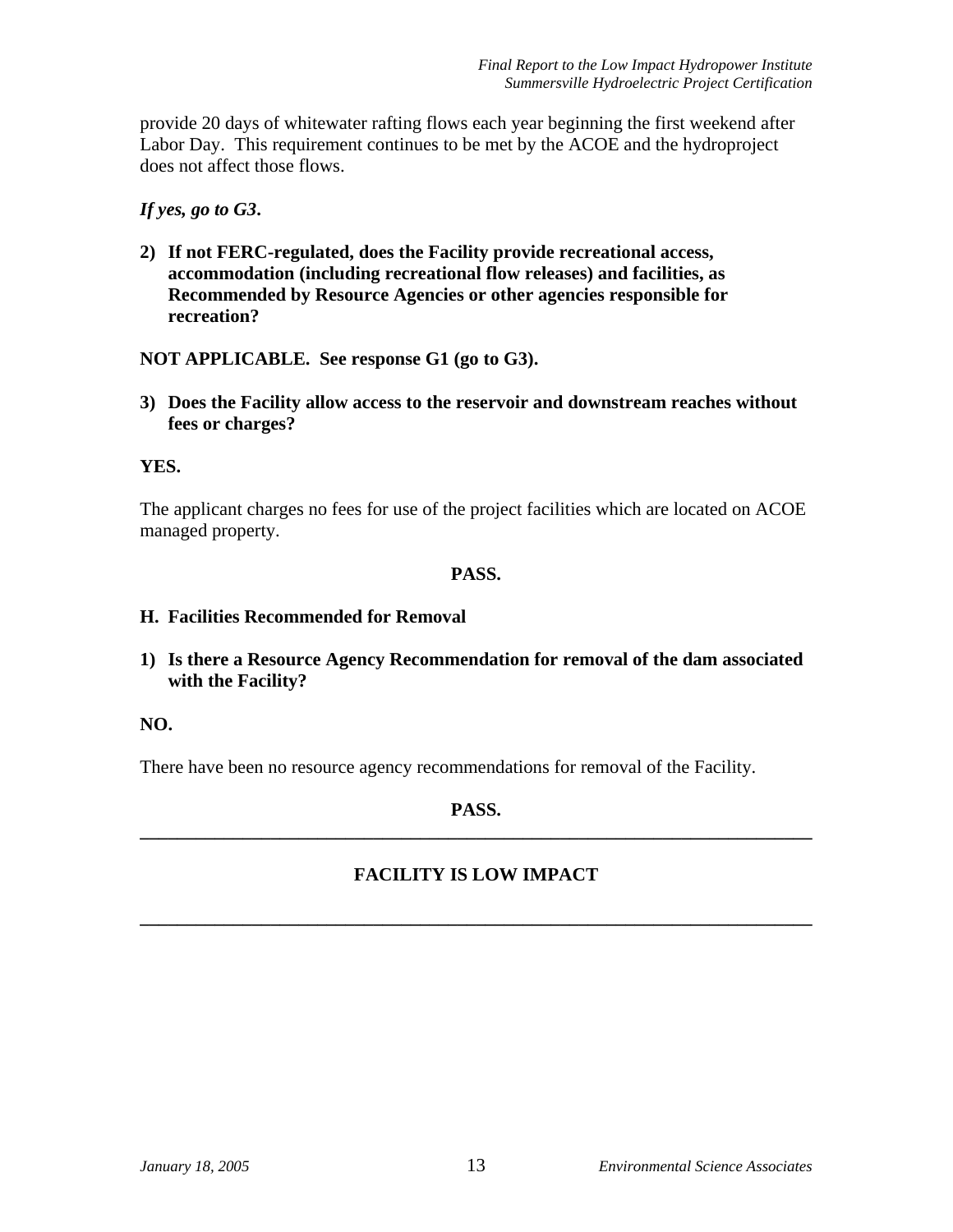provide 20 days of whitewater rafting flows each year beginning the first weekend after Labor Day. This requirement continues to be met by the ACOE and the hydroproject does not affect those flows.

***If yes, go to G3*.**

**2) If not FERC-regulated, does the Facility provide recreational access, accommodation (including recreational flow releases) and facilities, as Recommended by Resource Agencies or other agencies responsible for recreation?**

**NOT APPLICABLE. See response G1 (go to G3).**

**3) Does the Facility allow access to the reservoir and downstream reaches without fees or charges?**

**YES.**

The applicant charges no fees for use of the project facilities which are located on ACOE managed property.

**PASS.**

### H. Facilities Recommended for Removal

**1) Is there a Resource Agency Recommendation for removal of the dam associated with the Facility?**

**NO.**

There have been no resource agency recommendations for removal of the Facility.

**PASS.**

---

**FACILITY IS LOW IMPACT**

---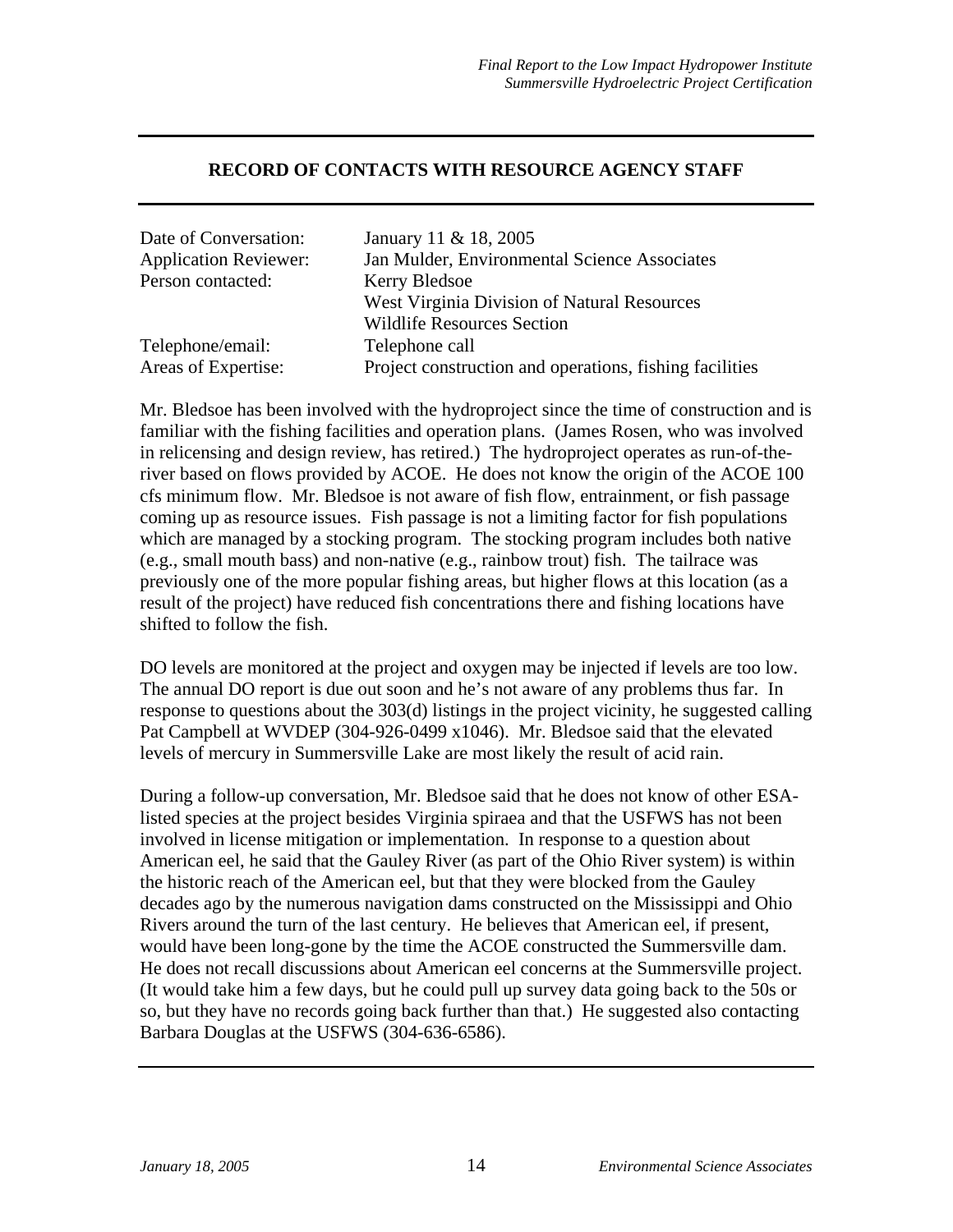## RECORD OF CONTACTS WITH RESOURCE AGENCY STAFF

| | |
|---|---|
| Date of Conversation: | January 11 & 18, 2005 |
| Application Reviewer: | Jan Mulder, Environmental Science Associates |
| Person contacted: | Kerry Bledsoe<br>West Virginia Division of Natural Resources<br>Wildlife Resources Section |
| Telephone/email: | Telephone call |
| Areas of Expertise: | Project construction and operations, fishing facilities |

Mr. Bledsoe has been involved with the hydroproject since the time of construction and is familiar with the fishing facilities and operation plans. (James Rosen, who was involved in relicensing and design review, has retired.) The hydroproject operates as run-of-the-river based on flows provided by ACOE. He does not know the origin of the ACOE 100 cfs minimum flow. Mr. Bledsoe is not aware of fish flow, entrainment, or fish passage coming up as resource issues. Fish passage is not a limiting factor for fish populations which are managed by a stocking program. The stocking program includes both native (e.g., small mouth bass) and non-native (e.g., rainbow trout) fish. The tailrace was previously one of the more popular fishing areas, but higher flows at this location (as a result of the project) have reduced fish concentrations there and fishing locations have shifted to follow the fish.

DO levels are monitored at the project and oxygen may be injected if levels are too low. The annual DO report is due out soon and he's not aware of any problems thus far. In response to questions about the 303(d) listings in the project vicinity, he suggested calling Pat Campbell at WVDEP (304-926-0499 x1046). Mr. Bledsoe said that the elevated levels of mercury in Summersville Lake are most likely the result of acid rain.

During a follow-up conversation, Mr. Bledsoe said that he does not know of other ESA-listed species at the project besides Virginia spiraea and that the USFWS has not been involved in license mitigation or implementation. In response to a question about American eel, he said that the Gauley River (as part of the Ohio River system) is within the historic reach of the American eel, but that they were blocked from the Gauley decades ago by the numerous navigation dams constructed on the Mississippi and Ohio Rivers around the turn of the last century. He believes that American eel, if present, would have been long-gone by the time the ACOE constructed the Summersville dam. He does not recall discussions about American eel concerns at the Summersville project. (It would take him a few days, but he could pull up survey data going back to the 50s or so, but they have no records going back further than that.) He suggested also contacting Barbara Douglas at the USFWS (304-636-6586).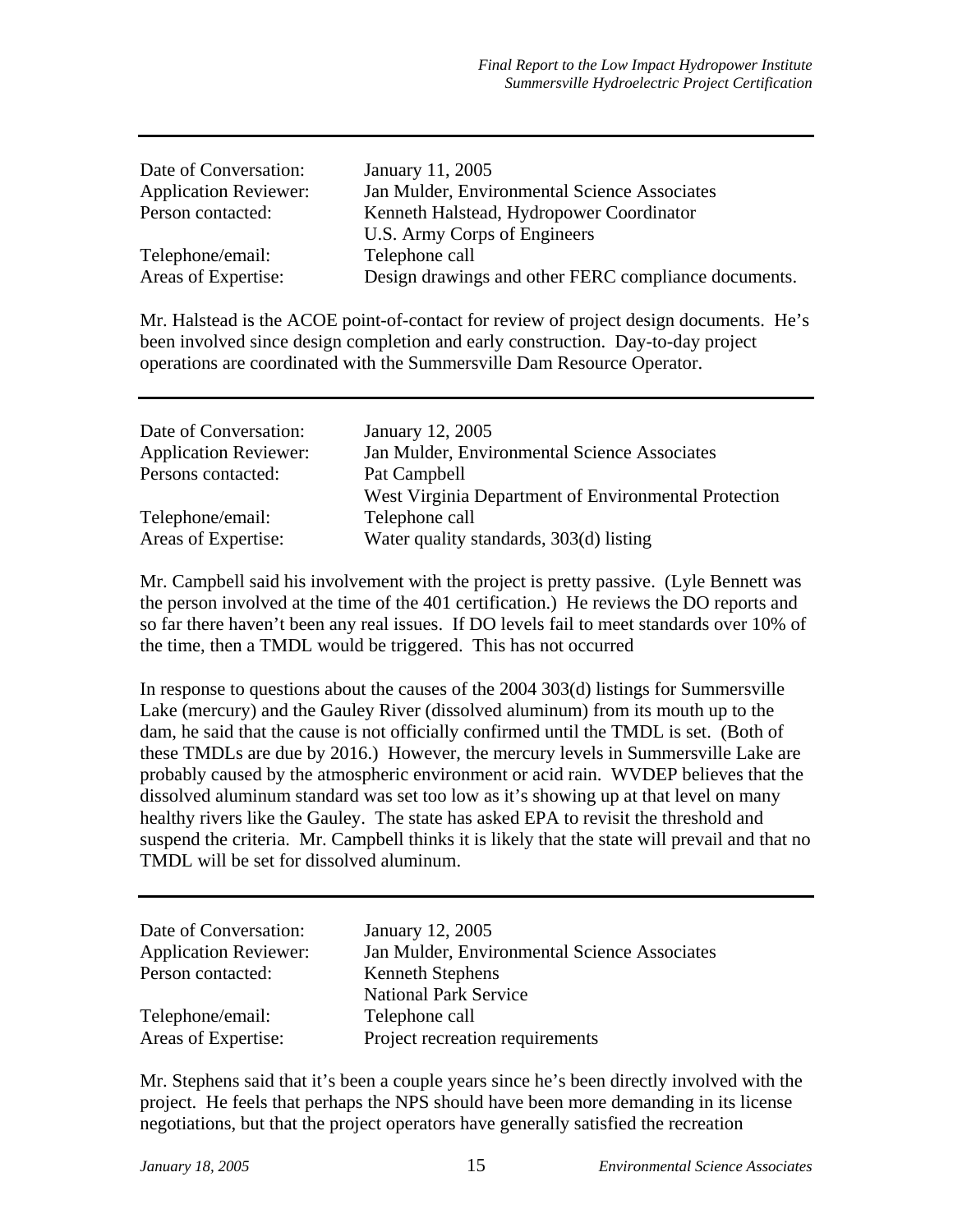---

| | |
|---|---|
| Date of Conversation: | January 11, 2005 |
| Application Reviewer: | Jan Mulder, Environmental Science Associates |
| Person contacted: | Kenneth Halstead, Hydropower Coordinator<br>U.S. Army Corps of Engineers |
| Telephone/email: | Telephone call |
| Areas of Expertise: | Design drawings and other FERC compliance documents. |

Mr. Halstead is the ACOE point-of-contact for review of project design documents. He's been involved since design completion and early construction. Day-to-day project operations are coordinated with the Summersville Dam Resource Operator.

---

| | |
|---|---|
| Date of Conversation: | January 12, 2005 |
| Application Reviewer: | Jan Mulder, Environmental Science Associates |
| Persons contacted: | Pat Campbell<br>West Virginia Department of Environmental Protection |
| Telephone/email: | Telephone call |
| Areas of Expertise: | Water quality standards, 303(d) listing |

Mr. Campbell said his involvement with the project is pretty passive. (Lyle Bennett was the person involved at the time of the 401 certification.) He reviews the DO reports and so far there haven't been any real issues. If DO levels fail to meet standards over 10% of the time, then a TMDL would be triggered. This has not occurred

In response to questions about the causes of the 2004 303(d) listings for Summersville Lake (mercury) and the Gauley River (dissolved aluminum) from its mouth up to the dam, he said that the cause is not officially confirmed until the TMDL is set. (Both of these TMDLs are due by 2016.) However, the mercury levels in Summersville Lake are probably caused by the atmospheric environment or acid rain. WVDEP believes that the dissolved aluminum standard was set too low as it's showing up at that level on many healthy rivers like the Gauley. The state has asked EPA to revisit the threshold and suspend the criteria. Mr. Campbell thinks it is likely that the state will prevail and that no TMDL will be set for dissolved aluminum.

---

| | |
|---|---|
| Date of Conversation: | January 12, 2005 |
| Application Reviewer: | Jan Mulder, Environmental Science Associates |
| Person contacted: | Kenneth Stephens<br>National Park Service |
| Telephone/email: | Telephone call |
| Areas of Expertise: | Project recreation requirements |

Mr. Stephens said that it's been a couple years since he's been directly involved with the project. He feels that perhaps the NPS should have been more demanding in its license negotiations, but that the project operators have generally satisfied the recreation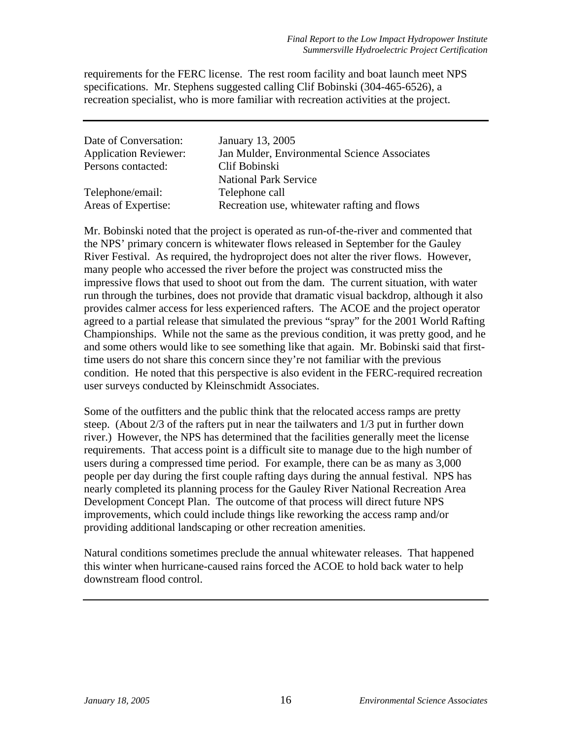requirements for the FERC license. The rest room facility and boat launch meet NPS specifications. Mr. Stephens suggested calling Clif Bobinski (304-465-6526), a recreation specialist, who is more familiar with recreation activities at the project.

---

| | |
|---|---|
| Date of Conversation: | January 13, 2005 |
| Application Reviewer: | Jan Mulder, Environmental Science Associates |
| Persons contacted: | Clif Bobinski<br>National Park Service |
| Telephone/email: | Telephone call |
| Areas of Expertise: | Recreation use, whitewater rafting and flows |

Mr. Bobinski noted that the project is operated as run-of-the-river and commented that the NPS' primary concern is whitewater flows released in September for the Gauley River Festival. As required, the hydroproject does not alter the river flows. However, many people who accessed the river before the project was constructed miss the impressive flows that used to shoot out from the dam. The current situation, with water run through the turbines, does not provide that dramatic visual backdrop, although it also provides calmer access for less experienced rafters. The ACOE and the project operator agreed to a partial release that simulated the previous "spray" for the 2001 World Rafting Championships. While not the same as the previous condition, it was pretty good, and he and some others would like to see something like that again. Mr. Bobinski said that first-time users do not share this concern since they're not familiar with the previous condition. He noted that this perspective is also evident in the FERC-required recreation user surveys conducted by Kleinschmidt Associates.

Some of the outfitters and the public think that the relocated access ramps are pretty steep. (About 2/3 of the rafters put in near the tailwaters and 1/3 put in further down river.) However, the NPS has determined that the facilities generally meet the license requirements. That access point is a difficult site to manage due to the high number of users during a compressed time period. For example, there can be as many as 3,000 people per day during the first couple rafting days during the annual festival. NPS has nearly completed its planning process for the Gauley River National Recreation Area Development Concept Plan. The outcome of that process will direct future NPS improvements, which could include things like reworking the access ramp and/or providing additional landscaping or other recreation amenities.

Natural conditions sometimes preclude the annual whitewater releases. That happened this winter when hurricane-caused rains forced the ACOE to hold back water to help downstream flood control.

---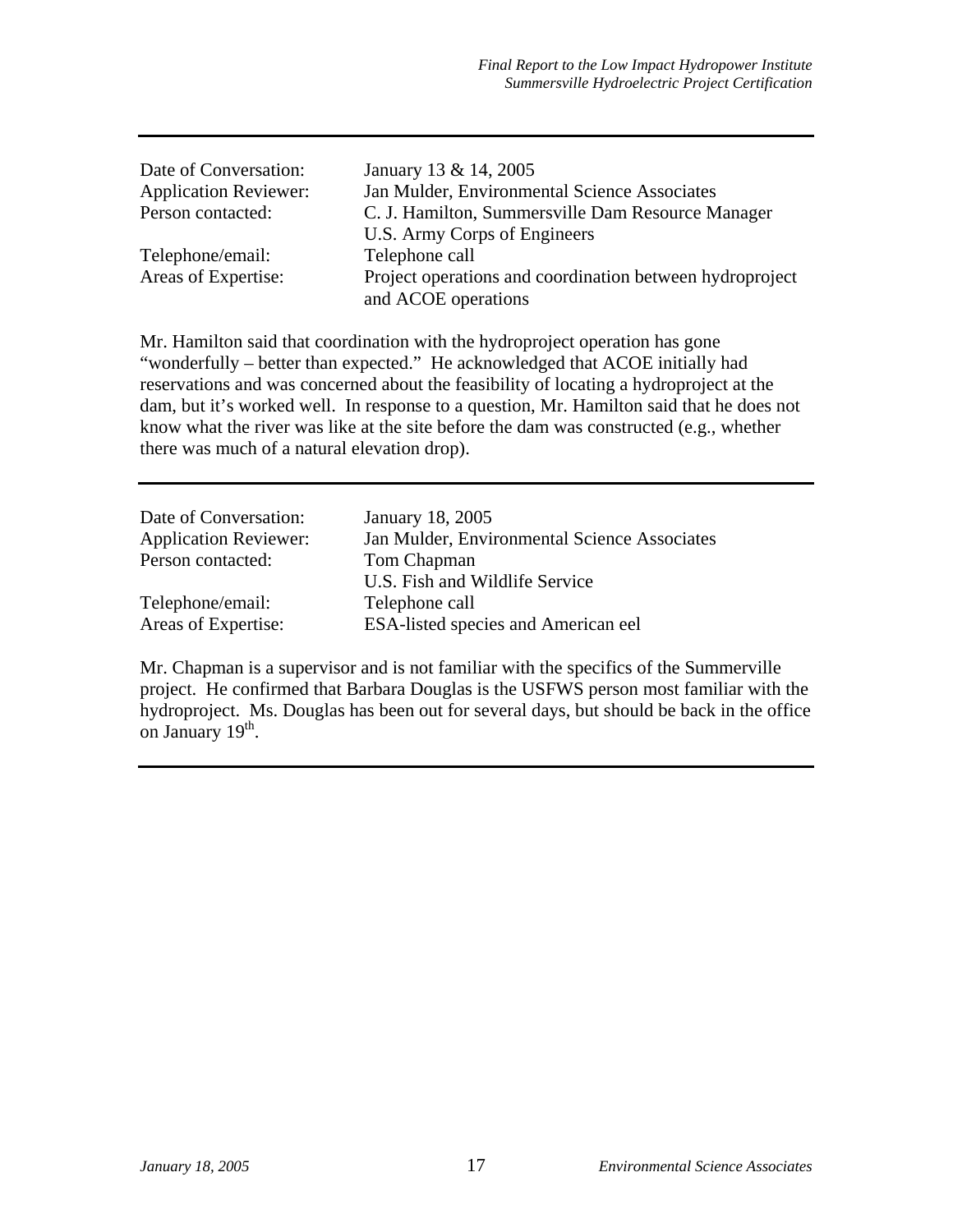---

Date of Conversation: January 13 & 14, 2005
Application Reviewer: Jan Mulder, Environmental Science Associates
Person contacted: C. J. Hamilton, Summersville Dam Resource Manager
U.S. Army Corps of Engineers
Telephone/email: Telephone call
Areas of Expertise: Project operations and coordination between hydroproject and ACOE operations

Mr. Hamilton said that coordination with the hydroproject operation has gone "wonderfully – better than expected." He acknowledged that ACOE initially had reservations and was concerned about the feasibility of locating a hydroproject at the dam, but it's worked well. In response to a question, Mr. Hamilton said that he does not know what the river was like at the site before the dam was constructed (e.g., whether there was much of a natural elevation drop).

---

Date of Conversation: January 18, 2005
Application Reviewer: Jan Mulder, Environmental Science Associates
Person contacted: Tom Chapman
U.S. Fish and Wildlife Service
Telephone/email: Telephone call
Areas of Expertise: ESA-listed species and American eel

Mr. Chapman is a supervisor and is not familiar with the specifics of the Summerville project. He confirmed that Barbara Douglas is the USFWS person most familiar with the hydroproject. Ms. Douglas has been out for several days, but should be back in the office on January 19th.

---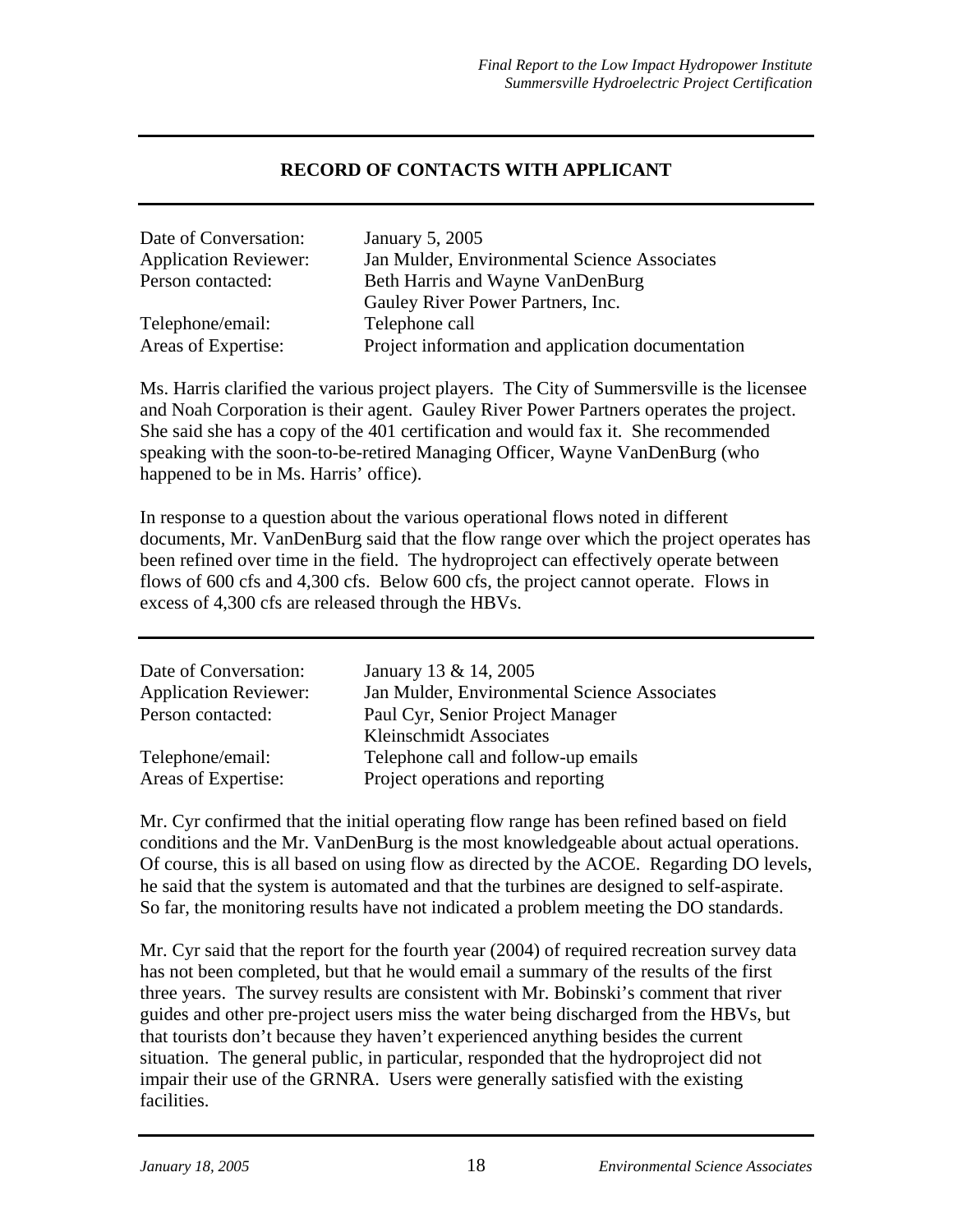## RECORD OF CONTACTS WITH APPLICANT

| | |
|---|---|
| Date of Conversation: | January 5, 2005 |
| Application Reviewer: | Jan Mulder, Environmental Science Associates |
| Person contacted: | Beth Harris and Wayne VanDenBurg<br>Gauley River Power Partners, Inc. |
| Telephone/email: | Telephone call |
| Areas of Expertise: | Project information and application documentation |

Ms. Harris clarified the various project players. The City of Summersville is the licensee and Noah Corporation is their agent. Gauley River Power Partners operates the project. She said she has a copy of the 401 certification and would fax it. She recommended speaking with the soon-to-be-retired Managing Officer, Wayne VanDenBurg (who happened to be in Ms. Harris' office).

In response to a question about the various operational flows noted in different documents, Mr. VanDenBurg said that the flow range over which the project operates has been refined over time in the field. The hydroproject can effectively operate between flows of 600 cfs and 4,300 cfs. Below 600 cfs, the project cannot operate. Flows in excess of 4,300 cfs are released through the HBVs.

---

| | |
|---|---|
| Date of Conversation: | January 13 & 14, 2005 |
| Application Reviewer: | Jan Mulder, Environmental Science Associates |
| Person contacted: | Paul Cyr, Senior Project Manager<br>Kleinschmidt Associates |
| Telephone/email: | Telephone call and follow-up emails |
| Areas of Expertise: | Project operations and reporting |

Mr. Cyr confirmed that the initial operating flow range has been refined based on field conditions and the Mr. VanDenBurg is the most knowledgeable about actual operations. Of course, this is all based on using flow as directed by the ACOE. Regarding DO levels, he said that the system is automated and that the turbines are designed to self-aspirate. So far, the monitoring results have not indicated a problem meeting the DO standards.

Mr. Cyr said that the report for the fourth year (2004) of required recreation survey data has not been completed, but that he would email a summary of the results of the first three years. The survey results are consistent with Mr. Bobinski's comment that river guides and other pre-project users miss the water being discharged from the HBVs, but that tourists don't because they haven't experienced anything besides the current situation. The general public, in particular, responded that the hydroproject did not impair their use of the GRNRA. Users were generally satisfied with the existing facilities.